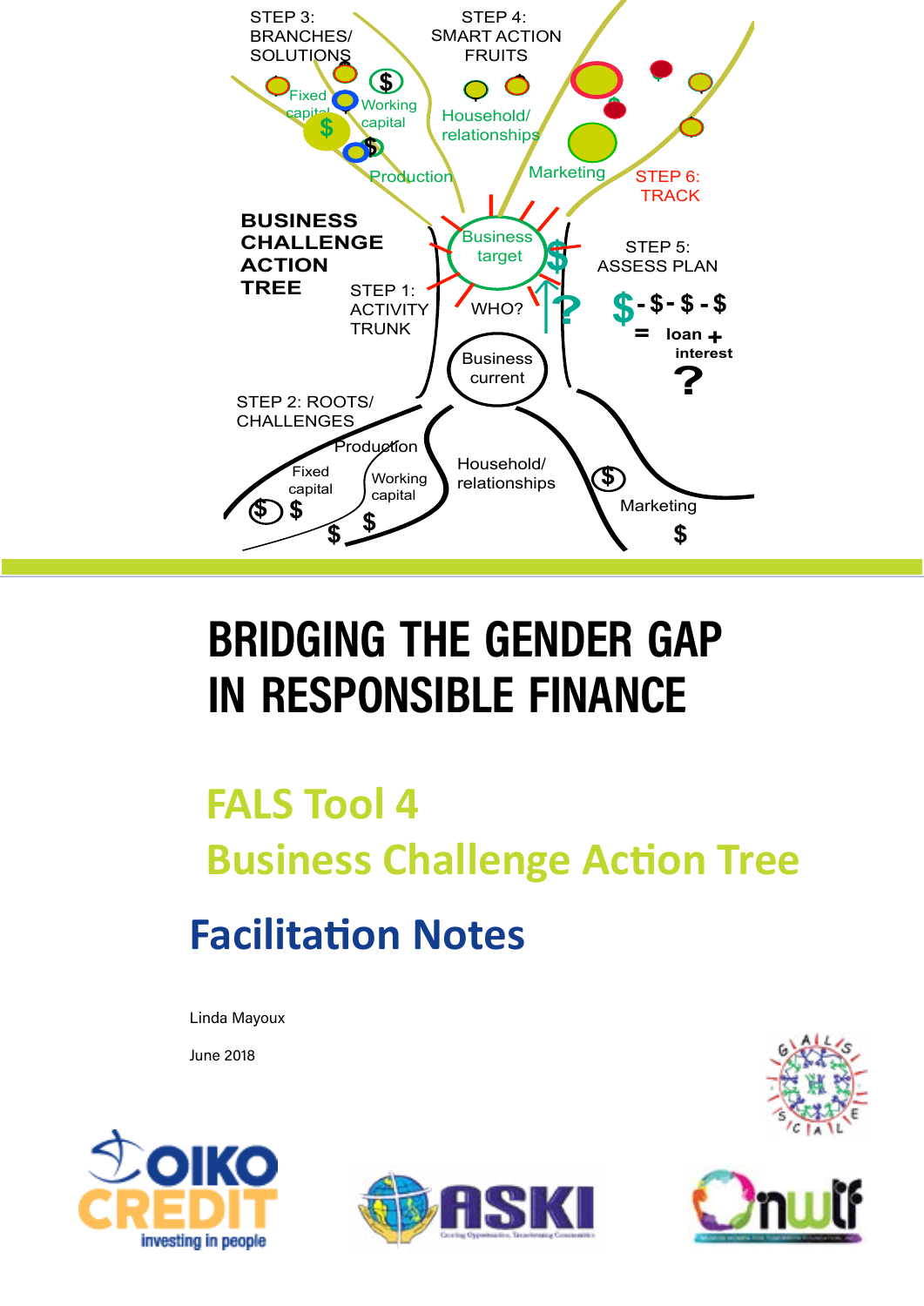BUSINESS CHALLENGE ACTION TREE

STEP 1: ACTIVITY TRUNK

STEP 2: ROOTS/ CHALLENGES

STEP 3: BRANCHES/ SOLUTIONS

STEP 4: SMART ACTION FRUITS

STEP 5: ASSESS PLAN

STEP 6: TRACK

Business target

Business current

WHO?

Fixed capital

Working capital

Production

Household/ relationships

Marketing

$-$-$-$ = loan + interest ?

# BRIDGING THE GENDER GAP IN RESPONSIBLE FINANCE

## FALS Tool 4

## Business Challenge Action Tree

## Facilitation Notes

Linda Mayoux

June 2018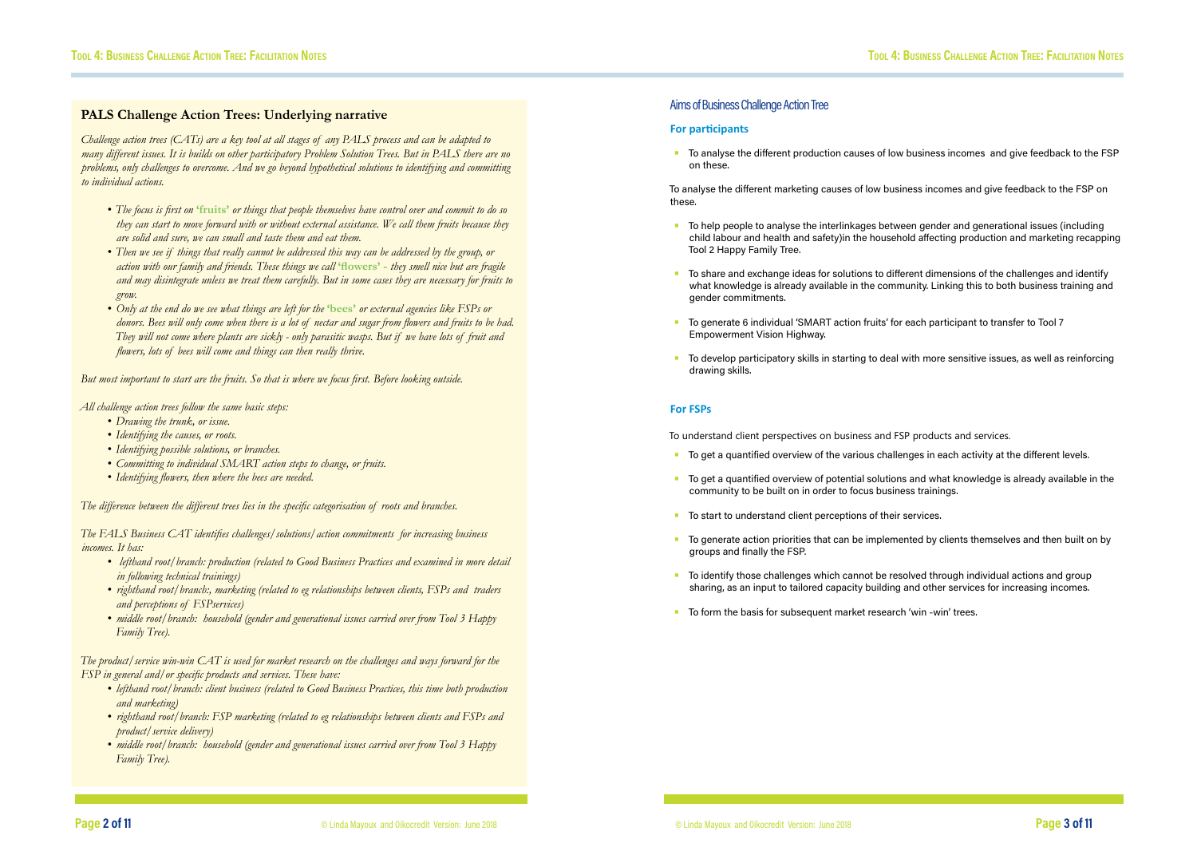## PALS Challenge Action Trees: Underlying narrative

*Challenge action trees (CATs) are a key tool at all stages of any PALS process and can be adapted to many different issues. It is builds on other participatory Problem Solution Trees. But in PALS there are no problems, only challenges to overcome. And we go beyond hypothetical solutions to identifying and committing to individual actions.*

- *The focus is first on* **'fruits'** *or things that people themselves have control over and commit to do so they can start to move forward with or without external assistance. We call them fruits because they are solid and sure, we can small and taste them and eat them.*
- *Then we see if things that really cannot be addressed this way can be addressed by the group, or action with our family and friends. These things we call* **'flowers'** *- they smell nice but are fragile and may disintegrate unless we treat them carefully. But in some cases they are necessary for fruits to grow.*
- *Only at the end do we see what things are left for the* **'bees'** *or external agencies like FSPs or donors. Bees will only come when there is a lot of nectar and sugar from flowers and fruits to be had. They will not come where plants are sickly - only parasitic wasps. But if we have lots of fruit and flowers, lots of bees will come and things can then really thrive.*

*But most important to start are the fruits. So that is where we focus first. Before looking outside.*

*All challenge action trees follow the same basic steps:*

- *Drawing the trunk, or issue.*
- *Identifying the causes, or roots.*
- *Identifying possible solutions, or branches.*
- *Committing to individual SMART action steps to change, or fruits.*
- *Identifying flowers, then where the bees are needed.*

*The difference between the different trees lies in the specific categorisation of roots and branches.*

*The FALS Business CAT identifies challenges/solutions/action commitments for increasing business incomes. It has:*

- *lefthand root/branch: production (related to Good Business Practices and examined in more detail in following technical trainings)*
- *righthand root/branch:, marketing (related to eg relationships between clients, FSPs and traders and perceptions of FSPservices)*
- *middle root/branch: household (gender and generational issues carried over from Tool 3 Happy Family Tree).*

*The product/service win-win CAT is used for market research on the challenges and ways forward for the FSP in general and/or specific products and services. These have:*

- *lefthand root/branch: client business (related to Good Business Practices, this time both production and marketing)*
- *righthand root/branch: FSP marketing (related to eg relationships between clients and FSPs and product/service delivery)*
- *middle root/branch: household (gender and generational issues carried over from Tool 3 Happy Family Tree).*

## Aims of Business Challenge Action Tree

### For participants

- To analyse the different production causes of low business incomes and give feedback to the FSP on these.

To analyse the different marketing causes of low business incomes and give feedback to the FSP on these.

- To help people to analyse the interlinkages between gender and generational issues (including child labour and health and safety)in the household affecting production and marketing recapping Tool 2 Happy Family Tree.
- To share and exchange ideas for solutions to different dimensions of the challenges and identify what knowledge is already available in the community. Linking this to both business training and gender commitments.
- To generate 6 individual 'SMART action fruits' for each participant to transfer to Tool 7 Empowerment Vision Highway.
- To develop participatory skills in starting to deal with more sensitive issues, as well as reinforcing drawing skills.

### For FSPs

To understand client perspectives on business and FSP products and services.

- To get a quantified overview of the various challenges in each activity at the different levels.
- To get a quantified overview of potential solutions and what knowledge is already available in the community to be built on in order to focus business trainings.
- To start to understand client perceptions of their services.
- To generate action priorities that can be implemented by clients themselves and then built on by groups and finally the FSP.
- To identify those challenges which cannot be resolved through individual actions and group sharing, as an input to tailored capacity building and other services for increasing incomes.
- To form the basis for subsequent market research 'win -win' trees.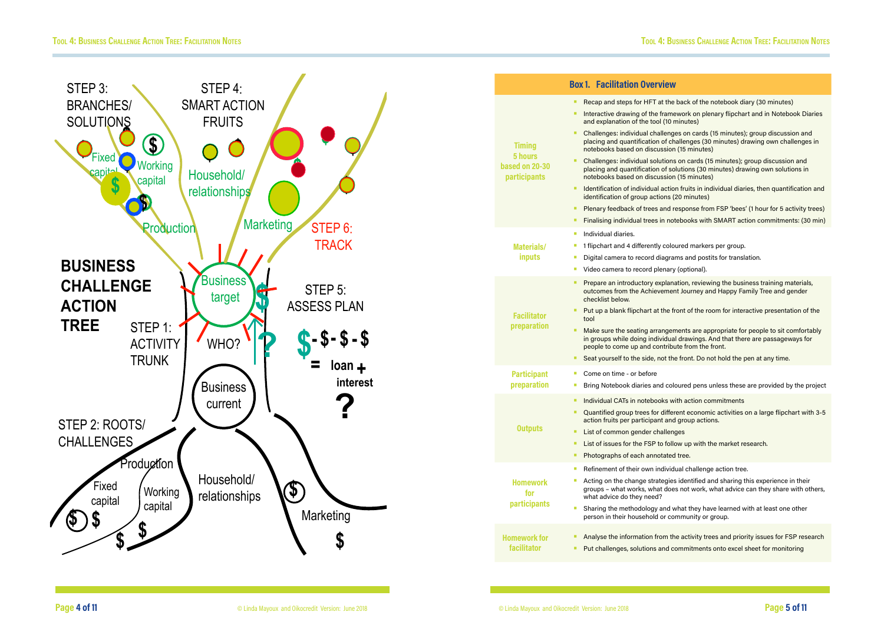**BUSINESS CHALLENGE ACTION TREE**

STEP 1: ACTIVITY TRUNK

STEP 2: ROOTS/ CHALLENGES

STEP 3: BRANCHES/ SOLUTIONS

STEP 4: SMART ACTION FRUITS

STEP 5: ASSESS PLAN

STEP 6: TRACK

Business target

Business current

WHO?

Fixed capital

Working capital

Production

Household/ relationships

Marketing

$ - $ - $ - $ = loan + interest ?

| **Box 1. Facilitation Overview** | |
|---|---|
| **Timing 5 hours based on 20-30 participants** | - Recap and steps for HFT at the back of the notebook diary (30 minutes)<br>- Interactive drawing of the framework on plenary flipchart and in Notebook Diaries and explanation of the tool (10 minutes)<br>- Challenges: individual challenges on cards (15 minutes); group discussion and placing and quantification of challenges (30 minutes) drawing own challenges in notebooks based on discussion (15 minutes)<br>- Challenges: individual solutions on cards (15 minutes); group discussion and placing and quantification of solutions (30 minutes) drawing own solutions in notebooks based on discussion (15 minutes)<br>- Identification of individual action fruits in individual diaries, then quantification and identification of group actions (20 minutes)<br>- Plenary feedback of trees and response from FSP 'bees' (1 hour for 5 activity trees)<br>- Finalising individual trees in notebooks with SMART action commitments: (30 min) |
| **Materials/ inputs** | - Individual diaries.<br>- 1 flipchart and 4 differently coloured markers per group.<br>- Digital camera to record diagrams and postits for translation.<br>- Video camera to record plenary (optional). |
| **Facilitator preparation** | - Prepare an introductory explanation, reviewing the business training materials, outcomes from the Achievement Journey and Happy Family Tree and gender checklist below.<br>- Put up a blank flipchart at the front of the room for interactive presentation of the tool<br>- Make sure the seating arrangements are appropriate for people to sit comfortably in groups while doing individual drawings. And that there are passageways for people to come up and contribute from the front.<br>- Seat yourself to the side, not the front. Do not hold the pen at any time. |
| **Participant preparation** | - Come on time - or before<br>- Bring Notebook diaries and coloured pens unless these are provided by the project |
| **Outputs** | - Individual CATs in notebooks with action commitments<br>- Quantified group trees for different economic activities on a large flipchart with 3-5 action fruits per participant and group actions.<br>- List of common gender challenges<br>- List of issues for the FSP to follow up with the market research.<br>- Photographs of each annotated tree. |
| **Homework for participants** | - Refinement of their own individual challenge action tree.<br>- Acting on the change strategies identified and sharing this experience in their groups – what works, what does not work, what advice can they share with others, what advice do they need?<br>- Sharing the methodology and what they have learned with at least one other person in their household or community or group. |
| **Homework for facilitator** | - Analyse the information from the activity trees and priority issues for FSP research<br>- Put challenges, solutions and commitments onto excel sheet for monitoring |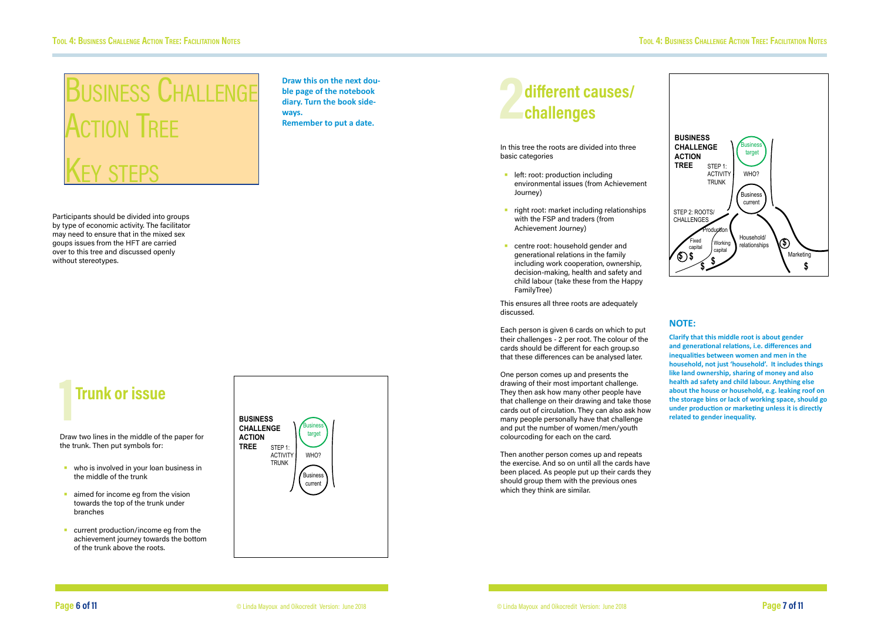# Business Challenge Action Tree Key steps

**Draw this on the next double page of the notebook diary. Turn the book sideways.**
**Remember to put a date.**

Participants should be divided into groups by type of economic activity. The facilitator may need to ensure that in the mixed sex goups issues from the HFT are carried over to this tree and discussed openly without stereotypes.

## 1 Trunk or issue

Draw two lines in the middle of the paper for the trunk. Then put symbols for:

- who is involved in your loan business in the middle of the trunk
- aimed for income eg from the vision towards the top of the trunk under branches
- current production/income eg from the achievement journey towards the bottom of the trunk above the roots.

BUSINESS CHALLENGE ACTION TREE
STEP 1: ACTIVITY TRUNK
Business target
WHO?
Business current

## 2 different causes/ challenges

In this tree the roots are divided into three basic categories

- left: root: production including environmental issues (from Achievement Journey)
- right root: market including relationships with the FSP and traders (from Achievement Journey)
- centre root: household gender and generational relations in the family including work cooperation, ownership, decision-making, health and safety and child labour (take these from the Happy FamilyTree)

This ensures all three roots are adequately discussed.

Each person is given 6 cards on which to put their challenges - 2 per root. The colour of the cards should be different for each group.so that these differences can be analysed later.

One person comes up and presents the drawing of their most important challenge. They then ask how many other people have that challenge on their drawing and take those cards out of circulation. They can also ask how many people personally have that challenge and put the number of women/men/youth colourcoding for each on the card.

Then another person comes up and repeats the exercise. And so on until all the cards have been placed. As people put up their cards they should group them with the previous ones which they think are similar.

BUSINESS CHALLENGE ACTION TREE
STEP 1: ACTIVITY TRUNK
Business target
WHO?
Business current
STEP 2: ROOTS/ CHALLENGES
Production
Fixed capital
Working capital
Household/ relationships
Marketing

### NOTE:

**Clarify that this middle root is about gender and generational relations, i.e. differences and inequalities between women and men in the household, not just 'household'. It includes things like land ownership, sharing of money and also health ad safety and child labour. Anything else about the house or household, e.g. leaking roof on the storage bins or lack of working space, should go under production or marketing unless it is directly related to gender inequality.**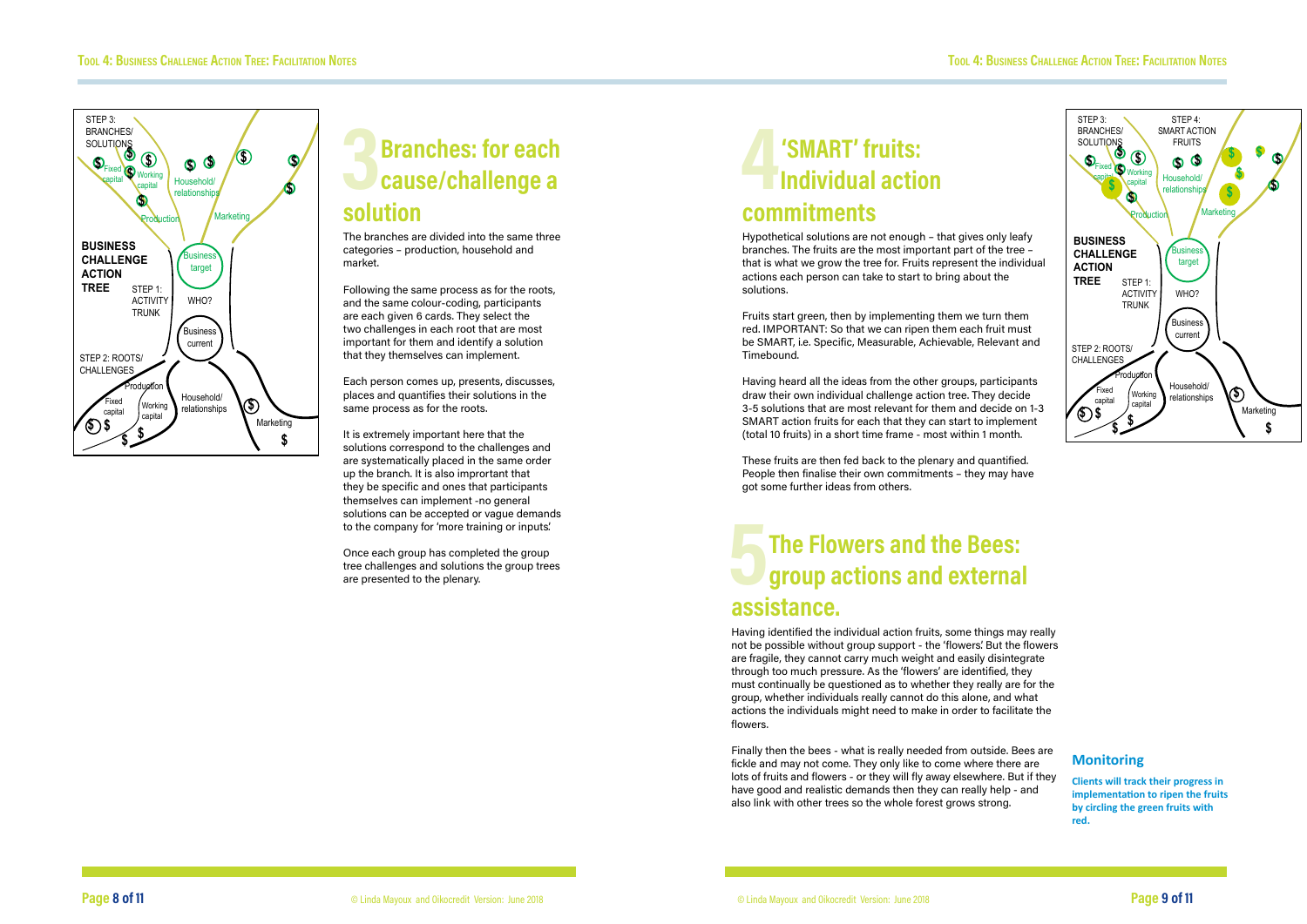## 3 Branches: for each cause/challenge a solution

The branches are divided into the same three categories – production, household and market.

Following the same process as for the roots, and the same colour-coding, participants are each given 6 cards. They select the two challenges in each root that are most important for them and identify a solution that they themselves can implement.

Each person comes up, presents, discusses, places and quantifies their solutions in the same process as for the roots.

It is extremely important here that the solutions correspond to the challenges and are systematically placed in the same order up the branch. It is also imprortant that they be specific and ones that participants themselves can implement -no general solutions can be accepted or vague demands to the company for 'more training or inputs'.

Once each group has completed the group tree challenges and solutions the group trees are presented to the plenary.

## 4 'SMART' fruits: Individual action commitments

Hypothetical solutions are not enough – that gives only leafy branches. The fruits are the most important part of the tree – that is what we grow the tree for. Fruits represent the individual actions each person can take to start to bring about the solutions.

Fruits start green, then by implementing them we turn them red. IMPORTANT: So that we can ripen them each fruit must be SMART, i.e. Specific, Measurable, Achievable, Relevant and Timebound.

Having heard all the ideas from the other groups, participants draw their own individual challenge action tree. They decide 3-5 solutions that are most relevant for them and decide on 1-3 SMART action fruits for each that they can start to implement (total 10 fruits) in a short time frame - most within 1 month.

These fruits are then fed back to the plenary and quantified. People then finalise their own commitments – they may have got some further ideas from others.

## 5 The Flowers and the Bees: group actions and external assistance.

Having identified the individual action fruits, some things may really not be possible without group support - the 'flowers'. But the flowers are fragile, they cannot carry much weight and easily disintegrate through too much pressure. As the 'flowers' are identified, they must continually be questioned as to whether they really are for the group, whether individuals really cannot do this alone, and what actions the individuals might need to make in order to facilitate the flowers.

Finally then the bees - what is really needed from outside. Bees are fickle and may not come. They only like to come where there are lots of fruits and flowers - or they will fly away elsewhere. But if they have good and realistic demands then they can really help - and also link with other trees so the whole forest grows strong.

### Monitoring

**Clients will track their progress in implementation to ripen the fruits by circling the green fruits with red.**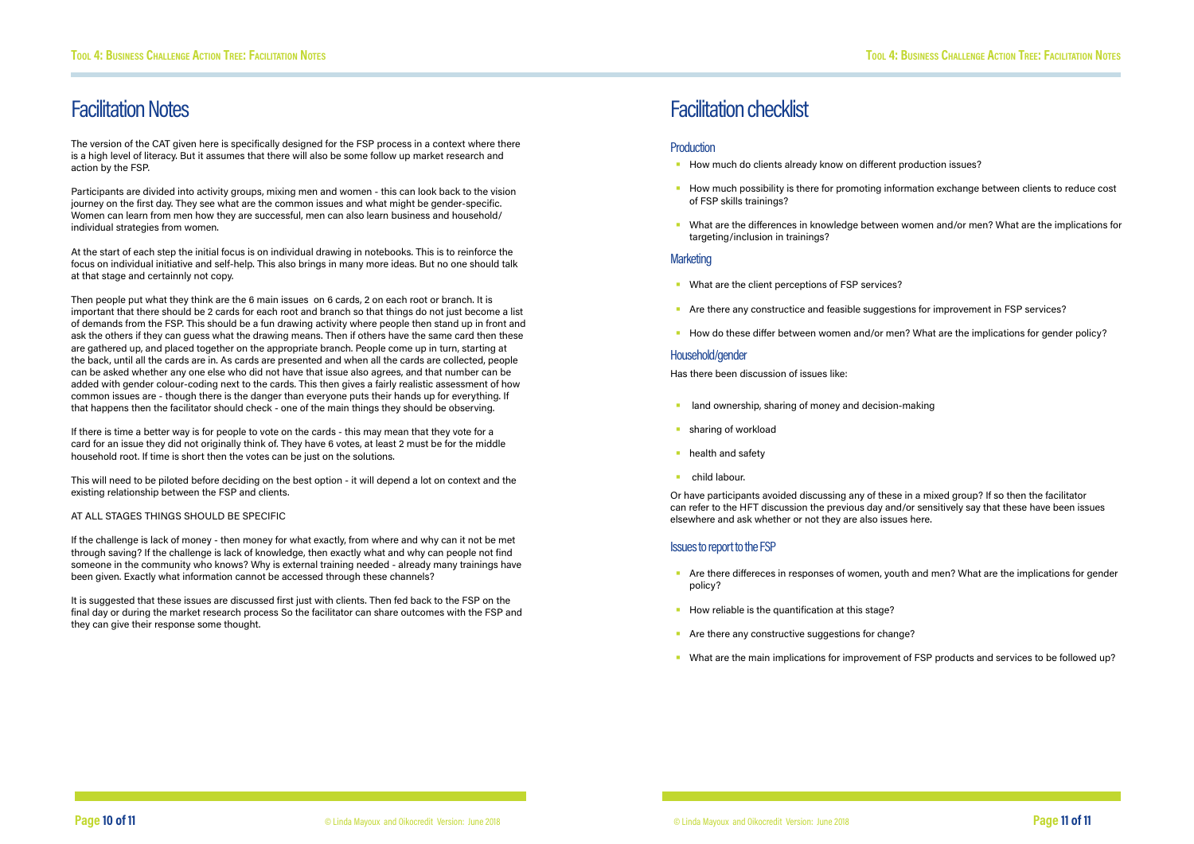# Facilitation Notes

The version of the CAT given here is specifically designed for the FSP process in a context where there is a high level of literacy. But it assumes that there will also be some follow up market research and action by the FSP.

Participants are divided into activity groups, mixing men and women - this can look back to the vision journey on the first day. They see what are the common issues and what might be gender-specific. Women can learn from men how they are successful, men can also learn business and household/ individual strategies from women.

At the start of each step the initial focus is on individual drawing in notebooks. This is to reinforce the focus on individual initiative and self-help. This also brings in many more ideas. But no one should talk at that stage and certainnly not copy.

Then people put what they think are the 6 main issues on 6 cards, 2 on each root or branch. It is important that there should be 2 cards for each root and branch so that things do not just become a list of demands from the FSP. This should be a fun drawing activity where people then stand up in front and ask the others if they can guess what the drawing means. Then if others have the same card then these are gathered up, and placed together on the appropriate branch. People come up in turn, starting at the back, until all the cards are in. As cards are presented and when all the cards are collected, people can be asked whether any one else who did not have that issue also agrees, and that number can be added with gender colour-coding next to the cards. This then gives a fairly realistic assessment of how common issues are - though there is the danger than everyone puts their hands up for everything. If that happens then the facilitator should check - one of the main things they should be observing.

If there is time a better way is for people to vote on the cards - this may mean that they vote for a card for an issue they did not originally think of. They have 6 votes, at least 2 must be for the middle household root. If time is short then the votes can be just on the solutions.

This will need to be piloted before deciding on the best option - it will depend a lot on context and the existing relationship between the FSP and clients.

AT ALL STAGES THINGS SHOULD BE SPECIFIC

If the challenge is lack of money - then money for what exactly, from where and why can it not be met through saving? If the challenge is lack of knowledge, then exactly what and why can people not find someone in the community who knows? Why is external training needed - already many trainings have been given. Exactly what information cannot be accessed through these channels?

It is suggested that these issues are discussed first just with clients. Then fed back to the FSP on the final day or during the market research process So the facilitator can share outcomes with the FSP and they can give their response some thought.

# Facilitation checklist

## Production

- How much do clients already know on different production issues?
- How much possibility is there for promoting information exchange between clients to reduce cost of FSP skills trainings?
- What are the differences in knowledge between women and/or men? What are the implications for targeting/inclusion in trainings?

## Marketing

- What are the client perceptions of FSP services?
- Are there any constructice and feasible suggestions for improvement in FSP services?
- How do these differ between women and/or men? What are the implications for gender policy?

## Household/gender

Has there been discussion of issues like:

- land ownership, sharing of money and decision-making
- sharing of workload
- health and safety
- child labour.

Or have participants avoided discussing any of these in a mixed group? If so then the facilitator can refer to the HFT discussion the previous day and/or sensitively say that these have been issues elsewhere and ask whether or not they are also issues here.

## Issues to report to the FSP

- Are there differeces in responses of women, youth and men? What are the implications for gender policy?
- How reliable is the quantification at this stage?
- Are there any constructive suggestions for change?
- What are the main implications for improvement of FSP products and services to be followed up?